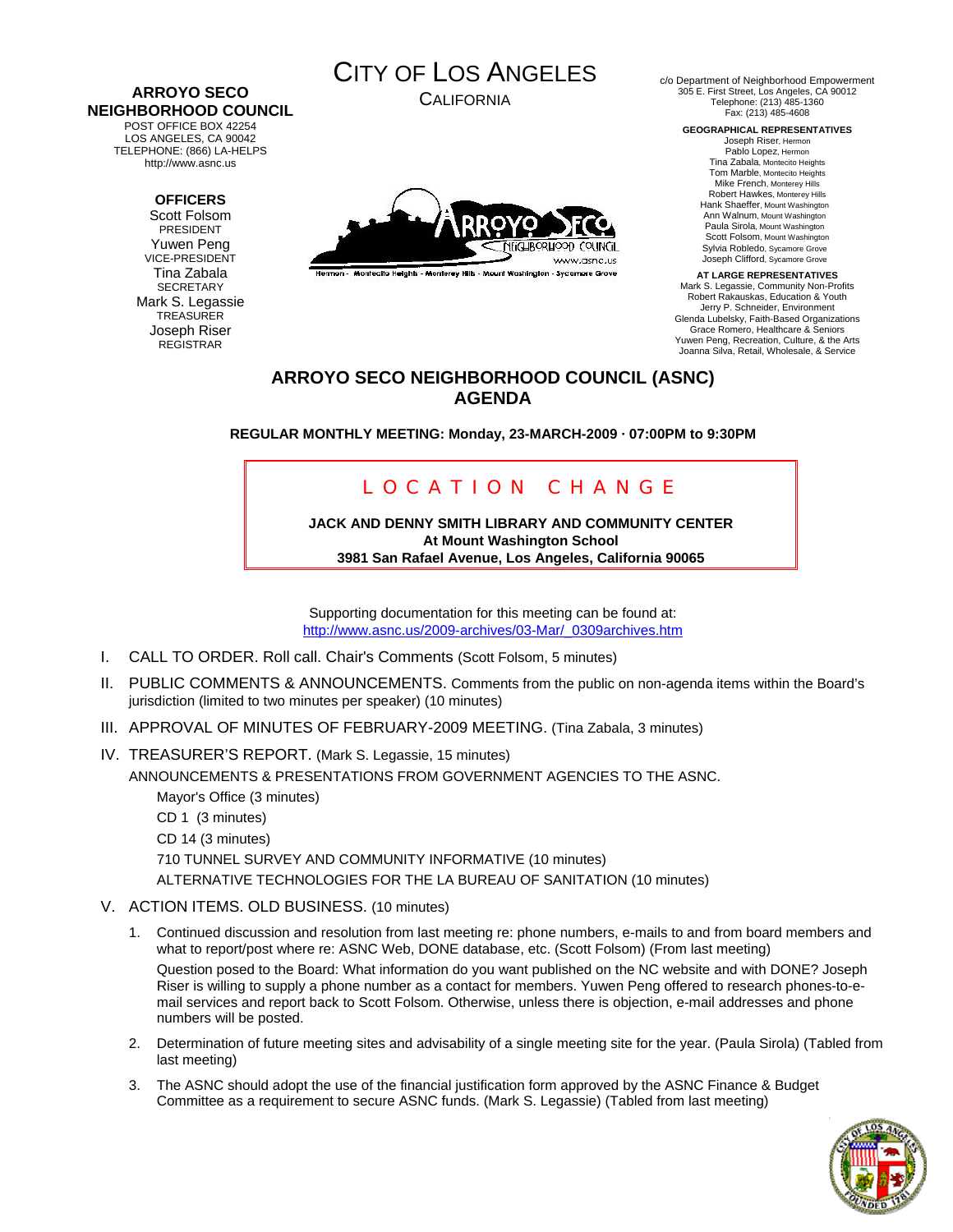**ARROYO SECO NEIGHBORHOOD COUNCIL**
POST OFFICE BOX 42254
LOS ANGELES, CA 90042
TELEPHONE: (866) LA-HELPS
http://www.asnc.us

**OFFICERS**
Scott Folsom
PRESIDENT
Yuwen Peng
VICE-PRESIDENT
Tina Zabala
SECRETARY
Mark S. Legassie
TREASURER
Joseph Riser
REGISTRAR

# CITY OF LOS ANGELES
CALIFORNIA

c/o Department of Neighborhood Empowerment
305 E. First Street, Los Angeles, CA 90012
Telephone: (213) 485-1360
Fax: (213) 485-4608

**GEOGRAPHICAL REPRESENTATIVES**
Joseph Riser, Hermon
Pablo Lopez, Hermon
Tina Zabala, Montecito Heights
Tom Marble, Montecito Heights
Mike French, Monterey Hills
Robert Hawkes, Monterey Hills
Hank Shaeffer, Mount Washington
Ann Walnum, Mount Washington
Paula Sirola, Mount Washington
Scott Folsom, Mount Washington
Sylvia Robledo, Sycamore Grove
Joseph Clifford, Sycamore Grove

**AT LARGE REPRESENTATIVES**
Mark S. Legassie, Community Non-Profits
Robert Rakauskas, Education & Youth
Jerry P. Schneider, Environment
Glenda Lubelsky, Faith-Based Organizations
Grace Romero, Healthcare & Seniors
Yuwen Peng, Recreation, Culture, & the Arts
Joanna Silva, Retail, Wholesale, & Service

## ARROYO SECO NEIGHBORHOOD COUNCIL (ASNC) AGENDA

**REGULAR MONTHLY MEETING: Monday, 23-MARCH-2009 · 07:00PM to 9:30PM**

LOCATION CHANGE

**JACK AND DENNY SMITH LIBRARY AND COMMUNITY CENTER**
**At Mount Washington School**
**3981 San Rafael Avenue, Los Angeles, California 90065**

Supporting documentation for this meeting can be found at:
http://www.asnc.us/2009-archives/03-Mar/_0309archives.htm

I. CALL TO ORDER. Roll call. Chair's Comments (Scott Folsom, 5 minutes)

II. PUBLIC COMMENTS & ANNOUNCEMENTS. Comments from the public on non-agenda items within the Board's jurisdiction (limited to two minutes per speaker) (10 minutes)

III. APPROVAL OF MINUTES OF FEBRUARY-2009 MEETING. (Tina Zabala, 3 minutes)

IV. TREASURER'S REPORT. (Mark S. Legassie, 15 minutes)

ANNOUNCEMENTS & PRESENTATIONS FROM GOVERNMENT AGENCIES TO THE ASNC.

Mayor's Office (3 minutes)

CD 1 (3 minutes)

CD 14 (3 minutes)

710 TUNNEL SURVEY AND COMMUNITY INFORMATIVE (10 minutes)

ALTERNATIVE TECHNOLOGIES FOR THE LA BUREAU OF SANITATION (10 minutes)

V. ACTION ITEMS. OLD BUSINESS. (10 minutes)

1. Continued discussion and resolution from last meeting re: phone numbers, e-mails to and from board members and what to report/post where re: ASNC Web, DONE database, etc. (Scott Folsom) (From last meeting)

   Question posed to the Board: What information do you want published on the NC website and with DONE? Joseph Riser is willing to supply a phone number as a contact for members. Yuwen Peng offered to research phones-to-e-mail services and report back to Scott Folsom. Otherwise, unless there is objection, e-mail addresses and phone numbers will be posted.

2. Determination of future meeting sites and advisability of a single meeting site for the year. (Paula Sirola) (Tabled from last meeting)

3. The ASNC should adopt the use of the financial justification form approved by the ASNC Finance & Budget Committee as a requirement to secure ASNC funds. (Mark S. Legassie) (Tabled from last meeting)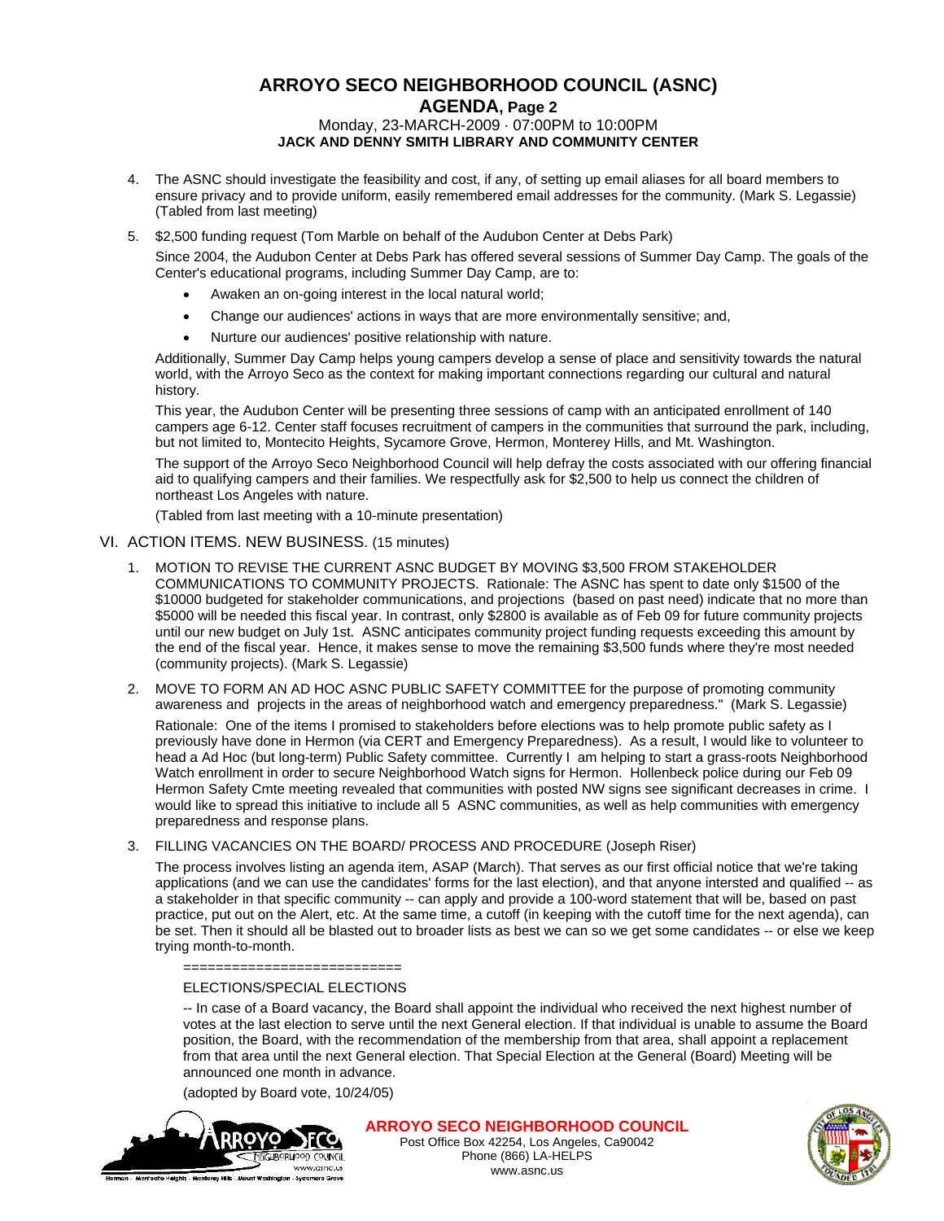# ARROYO SECO NEIGHBORHOOD COUNCIL (ASNC)

## AGENDA, Page 2

Monday, 23-MARCH-2009 · 07:00PM to 10:00PM
**JACK AND DENNY SMITH LIBRARY AND COMMUNITY CENTER**

4. The ASNC should investigate the feasibility and cost, if any, of setting up email aliases for all board members to ensure privacy and to provide uniform, easily remembered email addresses for the community. (Mark S. Legassie) (Tabled from last meeting)

5. $2,500 funding request (Tom Marble on behalf of the Audubon Center at Debs Park)

   Since 2004, the Audubon Center at Debs Park has offered several sessions of Summer Day Camp. The goals of the Center's educational programs, including Summer Day Camp, are to:

   - Awaken an on-going interest in the local natural world;
   - Change our audiences' actions in ways that are more environmentally sensitive; and,
   - Nurture our audiences' positive relationship with nature.

   Additionally, Summer Day Camp helps young campers develop a sense of place and sensitivity towards the natural world, with the Arroyo Seco as the context for making important connections regarding our cultural and natural history.

   This year, the Audubon Center will be presenting three sessions of camp with an anticipated enrollment of 140 campers age 6-12. Center staff focuses recruitment of campers in the communities that surround the park, including, but not limited to, Montecito Heights, Sycamore Grove, Hermon, Monterey Hills, and Mt. Washington.

   The support of the Arroyo Seco Neighborhood Council will help defray the costs associated with our offering financial aid to qualifying campers and their families. We respectfully ask for $2,500 to help us connect the children of northeast Los Angeles with nature.

   (Tabled from last meeting with a 10-minute presentation)

VI. ACTION ITEMS. NEW BUSINESS. (15 minutes)

1. MOTION TO REVISE THE CURRENT ASNC BUDGET BY MOVING $3,500 FROM STAKEHOLDER COMMUNICATIONS TO COMMUNITY PROJECTS. Rationale: The ASNC has spent to date only $1500 of the $10000 budgeted for stakeholder communications, and projections (based on past need) indicate that no more than $5000 will be needed this fiscal year. In contrast, only $2800 is available as of Feb 09 for future community projects until our new budget on July 1st. ASNC anticipates community project funding requests exceeding this amount by the end of the fiscal year. Hence, it makes sense to move the remaining $3,500 funds where they're most needed (community projects). (Mark S. Legassie)

2. MOVE TO FORM AN AD HOC ASNC PUBLIC SAFETY COMMITTEE for the purpose of promoting community awareness and projects in the areas of neighborhood watch and emergency preparedness." (Mark S. Legassie)

   Rationale: One of the items I promised to stakeholders before elections was to help promote public safety as I previously have done in Hermon (via CERT and Emergency Preparedness). As a result, I would like to volunteer to head a Ad Hoc (but long-term) Public Safety committee. Currently I am helping to start a grass-roots Neighborhood Watch enrollment in order to secure Neighborhood Watch signs for Hermon. Hollenbeck police during our Feb 09 Hermon Safety Cmte meeting revealed that communities with posted NW signs see significant decreases in crime. I would like to spread this initiative to include all 5 ASNC communities, as well as help communities with emergency preparedness and response plans.

3. FILLING VACANCIES ON THE BOARD/ PROCESS AND PROCEDURE (Joseph Riser)

   The process involves listing an agenda item, ASAP (March). That serves as our first official notice that we're taking applications (and we can use the candidates' forms for the last election), and that anyone intersted and qualified -- as a stakeholder in that specific community -- can apply and provide a 100-word statement that will be, based on past practice, put out on the Alert, etc. At the same time, a cutoff (in keeping with the cutoff time for the next agenda), can be set. Then it should all be blasted out to broader lists as best we can so we get some candidates -- or else we keep trying month-to-month.

   ==========================

   ELECTIONS/SPECIAL ELECTIONS

   -- In case of a Board vacancy, the Board shall appoint the individual who received the next highest number of votes at the last election to serve until the next General election. If that individual is unable to assume the Board position, the Board, with the recommendation of the membership from that area, shall appoint a replacement from that area until the next General election. That Special Election at the General (Board) Meeting will be announced one month in advance.

   (adopted by Board vote, 10/24/05)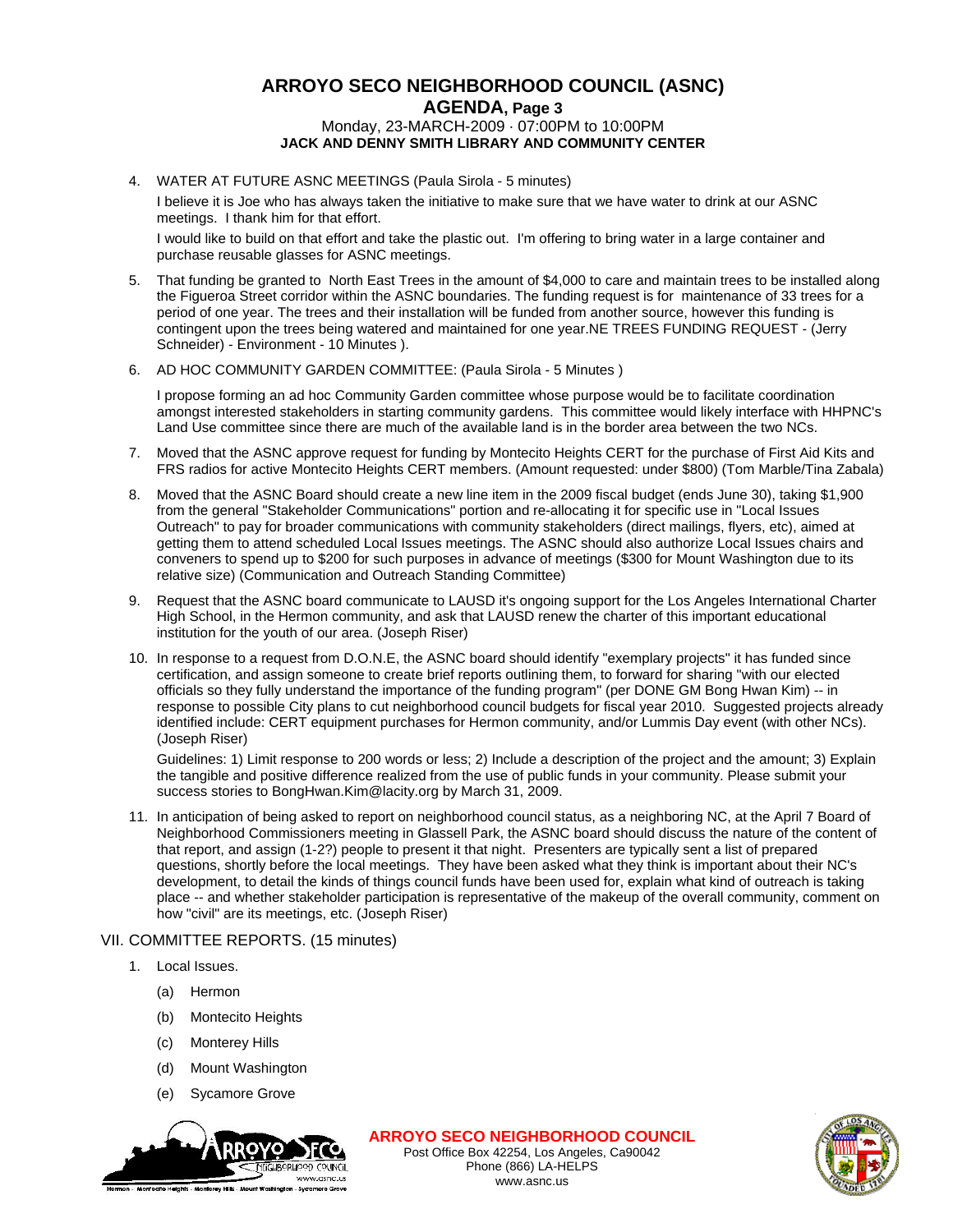4. WATER AT FUTURE ASNC MEETINGS (Paula Sirola - 5 minutes)

   I believe it is Joe who has always taken the initiative to make sure that we have water to drink at our ASNC meetings. I thank him for that effort.

   I would like to build on that effort and take the plastic out. I'm offering to bring water in a large container and purchase reusable glasses for ASNC meetings.

5. That funding be granted to North East Trees in the amount of $4,000 to care and maintain trees to be installed along the Figueroa Street corridor within the ASNC boundaries. The funding request is for maintenance of 33 trees for a period of one year. The trees and their installation will be funded from another source, however this funding is contingent upon the trees being watered and maintained for one year.NE TREES FUNDING REQUEST - (Jerry Schneider) - Environment - 10 Minutes ).

6. AD HOC COMMUNITY GARDEN COMMITTEE: (Paula Sirola - 5 Minutes )

   I propose forming an ad hoc Community Garden committee whose purpose would be to facilitate coordination amongst interested stakeholders in starting community gardens. This committee would likely interface with HHPNC's Land Use committee since there are much of the available land is in the border area between the two NCs.

7. Moved that the ASNC approve request for funding by Montecito Heights CERT for the purchase of First Aid Kits and FRS radios for active Montecito Heights CERT members. (Amount requested: under $800) (Tom Marble/Tina Zabala)

8. Moved that the ASNC Board should create a new line item in the 2009 fiscal budget (ends June 30), taking $1,900 from the general "Stakeholder Communications" portion and re-allocating it for specific use in "Local Issues Outreach" to pay for broader communications with community stakeholders (direct mailings, flyers, etc), aimed at getting them to attend scheduled Local Issues meetings. The ASNC should also authorize Local Issues chairs and conveners to spend up to $200 for such purposes in advance of meetings ($300 for Mount Washington due to its relative size) (Communication and Outreach Standing Committee)

9. Request that the ASNC board communicate to LAUSD it's ongoing support for the Los Angeles International Charter High School, in the Hermon community, and ask that LAUSD renew the charter of this important educational institution for the youth of our area. (Joseph Riser)

10. In response to a request from D.O.N.E, the ASNC board should identify "exemplary projects" it has funded since certification, and assign someone to create brief reports outlining them, to forward for sharing "with our elected officials so they fully understand the importance of the funding program" (per DONE GM Bong Hwan Kim) -- in response to possible City plans to cut neighborhood council budgets for fiscal year 2010. Suggested projects already identified include: CERT equipment purchases for Hermon community, and/or Lummis Day event (with other NCs). (Joseph Riser)

    Guidelines: 1) Limit response to 200 words or less; 2) Include a description of the project and the amount; 3) Explain the tangible and positive difference realized from the use of public funds in your community. Please submit your success stories to BongHwan.Kim@lacity.org by March 31, 2009.

11. In anticipation of being asked to report on neighborhood council status, as a neighboring NC, at the April 7 Board of Neighborhood Commissioners meeting in Glassell Park, the ASNC board should discuss the nature of the content of that report, and assign (1-2?) people to present it that night. Presenters are typically sent a list of prepared questions, shortly before the local meetings. They have been asked what they think is important about their NC's development, to detail the kinds of things council funds have been used for, explain what kind of outreach is taking place -- and whether stakeholder participation is representative of the makeup of the overall community, comment on how "civil" are its meetings, etc. (Joseph Riser)

## VII. COMMITTEE REPORTS. (15 minutes)

1. Local Issues.
   - (a) Hermon
   - (b) Montecito Heights
   - (c) Monterey Hills
   - (d) Mount Washington
   - (e) Sycamore Grove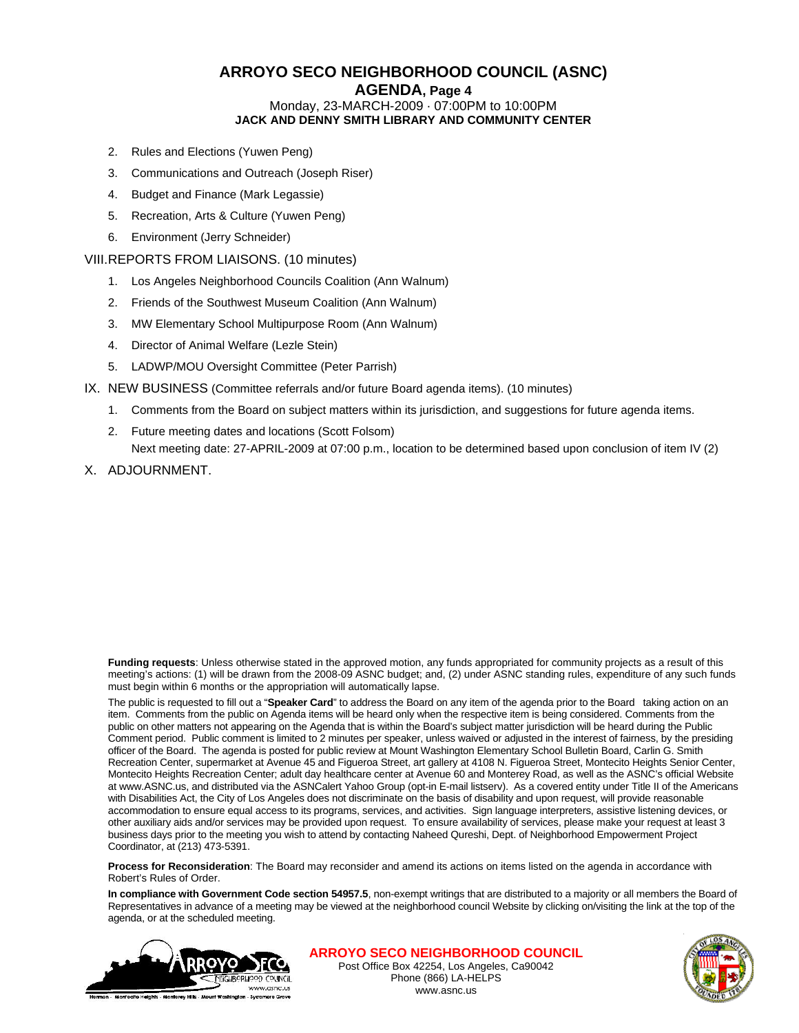2. Rules and Elections (Yuwen Peng)
3. Communications and Outreach (Joseph Riser)
4. Budget and Finance (Mark Legassie)
5. Recreation, Arts & Culture (Yuwen Peng)
6. Environment (Jerry Schneider)

VIII. REPORTS FROM LIAISONS. (10 minutes)

1. Los Angeles Neighborhood Councils Coalition (Ann Walnum)
2. Friends of the Southwest Museum Coalition (Ann Walnum)
3. MW Elementary School Multipurpose Room (Ann Walnum)
4. Director of Animal Welfare (Lezle Stein)
5. LADWP/MOU Oversight Committee (Peter Parrish)

IX. NEW BUSINESS (Committee referrals and/or future Board agenda items). (10 minutes)

1. Comments from the Board on subject matters within its jurisdiction, and suggestions for future agenda items.
2. Future meeting dates and locations (Scott Folsom)
   Next meeting date: 27-APRIL-2009 at 07:00 p.m., location to be determined based upon conclusion of item IV (2)

X. ADJOURNMENT.

**Funding requests**: Unless otherwise stated in the approved motion, any funds appropriated for community projects as a result of this meeting's actions: (1) will be drawn from the 2008-09 ASNC budget; and, (2) under ASNC standing rules, expenditure of any such funds must begin within 6 months or the appropriation will automatically lapse.

The public is requested to fill out a "**Speaker Card**" to address the Board on any item of the agenda prior to the Board taking action on an item. Comments from the public on Agenda items will be heard only when the respective item is being considered. Comments from the public on other matters not appearing on the Agenda that is within the Board's subject matter jurisdiction will be heard during the Public Comment period. Public comment is limited to 2 minutes per speaker, unless waived or adjusted in the interest of fairness, by the presiding officer of the Board. The agenda is posted for public review at Mount Washington Elementary School Bulletin Board, Carlin G. Smith Recreation Center, supermarket at Avenue 45 and Figueroa Street, art gallery at 4108 N. Figueroa Street, Montecito Heights Senior Center, Montecito Heights Recreation Center; adult day healthcare center at Avenue 60 and Monterey Road, as well as the ASNC's official Website at www.ASNC.us, and distributed via the ASNCalert Yahoo Group (opt-in E-mail listserv). As a covered entity under Title II of the Americans with Disabilities Act, the City of Los Angeles does not discriminate on the basis of disability and upon request, will provide reasonable accommodation to ensure equal access to its programs, services, and activities. Sign language interpreters, assistive listening devices, or other auxiliary aids and/or services may be provided upon request. To ensure availability of services, please make your request at least 3 business days prior to the meeting you wish to attend by contacting Naheed Qureshi, Dept. of Neighborhood Empowerment Project Coordinator, at (213) 473-5391.

**Process for Reconsideration**: The Board may reconsider and amend its actions on items listed on the agenda in accordance with Robert's Rules of Order.

**In compliance with Government Code section 54957.5**, non-exempt writings that are distributed to a majority or all members the Board of Representatives in advance of a meeting may be viewed at the neighborhood council Website by clicking on/visiting the link at the top of the agenda, or at the scheduled meeting.

**ARROYO SECO NEIGHBORHOOD COUNCIL**
Post Office Box 42254, Los Angeles, Ca90042
Phone (866) LA-HELPS
www.asnc.us